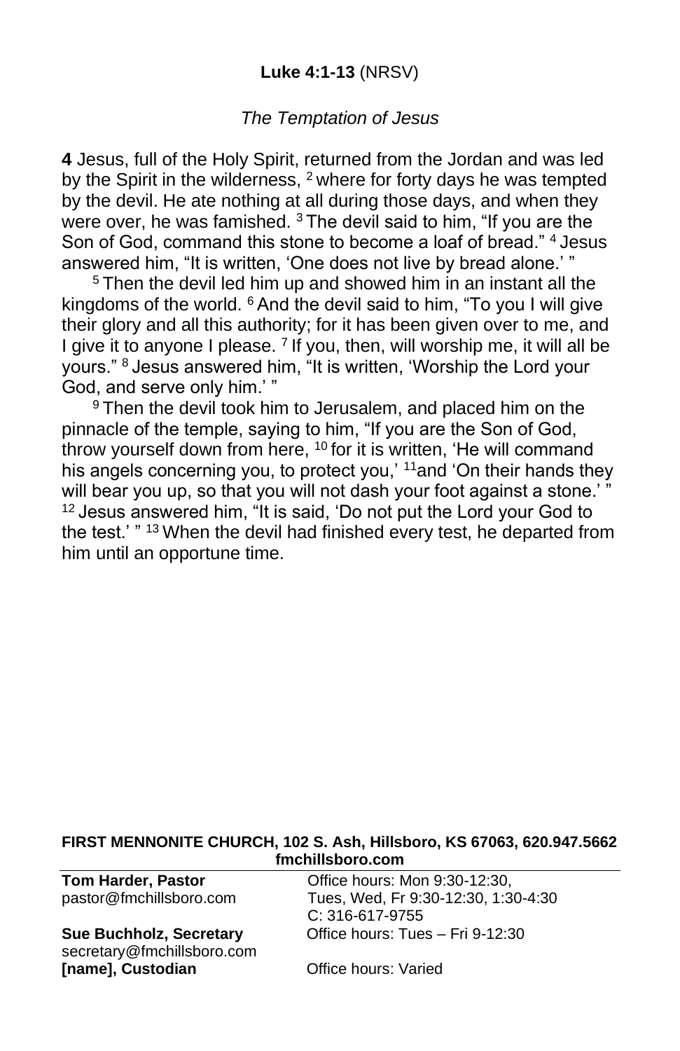**Luke 4:1-13** (NRSV)

*The Temptation of Jesus*

**4** Jesus, full of the Holy Spirit, returned from the Jordan and was led by the Spirit in the wilderness, [2] where for forty days he was tempted by the devil. He ate nothing at all during those days, and when they were over, he was famished. [3] The devil said to him, "If you are the Son of God, command this stone to become a loaf of bread." [4] Jesus answered him, "It is written, 'One does not live by bread alone.' "

[5] Then the devil led him up and showed him in an instant all the kingdoms of the world. [6] And the devil said to him, "To you I will give their glory and all this authority; for it has been given over to me, and I give it to anyone I please. [7] If you, then, will worship me, it will all be yours." [8] Jesus answered him, "It is written, 'Worship the Lord your God, and serve only him.' "

[9] Then the devil took him to Jerusalem, and placed him on the pinnacle of the temple, saying to him, "If you are the Son of God, throw yourself down from here, [10] for it is written, 'He will command his angels concerning you, to protect you,' [11] and 'On their hands they will bear you up, so that you will not dash your foot against a stone.' " [12] Jesus answered him, "It is said, 'Do not put the Lord your God to the test.' " [13] When the devil had finished every test, he departed from him until an opportune time.

**FIRST MENNONITE CHURCH, 102 S. Ash, Hillsboro, KS 67063, 620.947.5662**
**fmchillsboro.com**

| | |
|---|---|
| **Tom Harder, Pastor**<br>pastor@fmchillsboro.com | Office hours: Mon 9:30-12:30,<br>Tues, Wed, Fr 9:30-12:30, 1:30-4:30<br>C: 316-617-9755 |
| **Sue Buchholz, Secretary**<br>secretary@fmchillsboro.com | Office hours: Tues – Fri 9-12:30 |
| **[name], Custodian** | Office hours: Varied |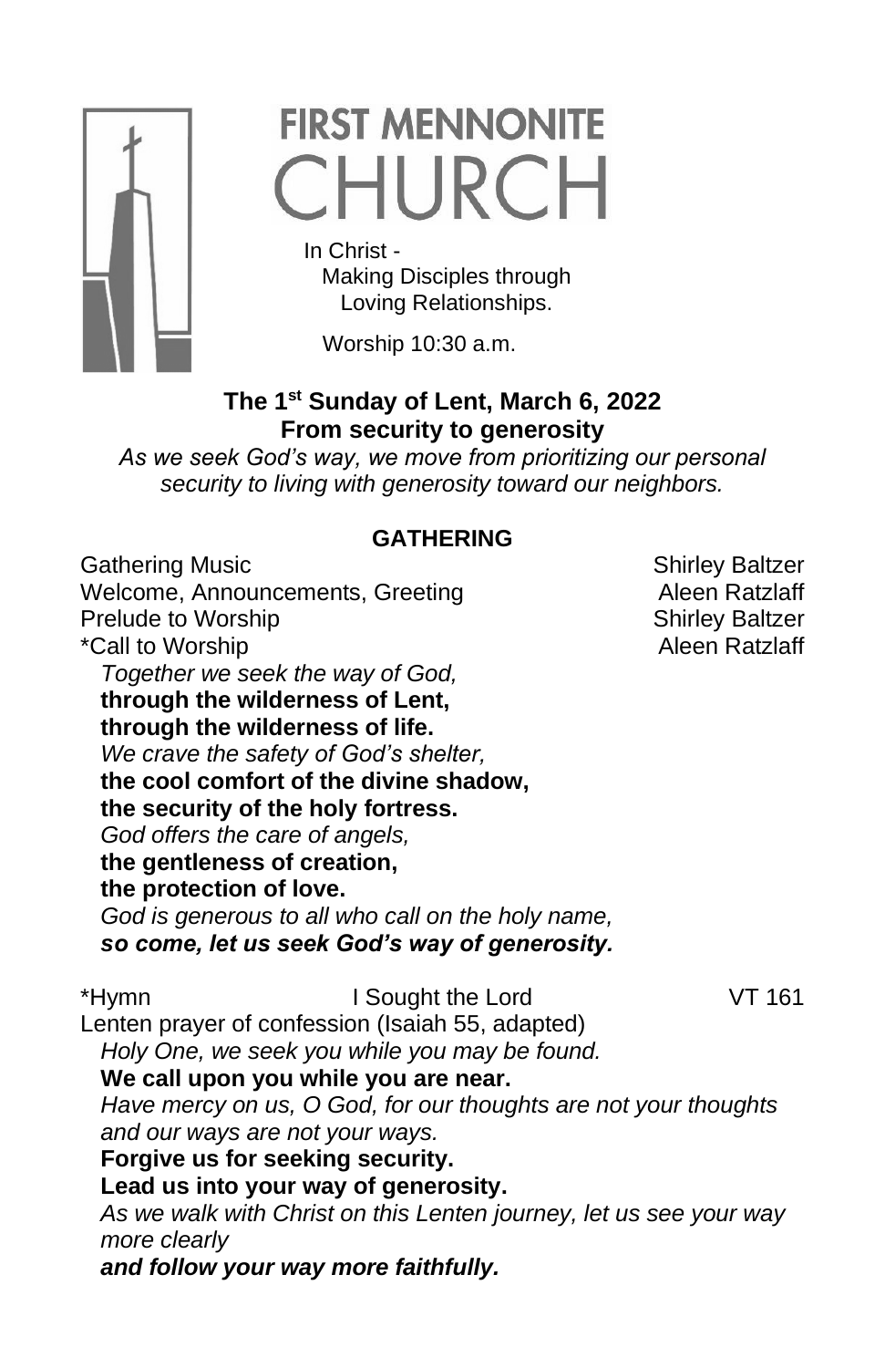# FIRST MENNONITE CHURCH

In Christ -
Making Disciples through
Loving Relationships.

Worship 10:30 a.m.

## The 1st Sunday of Lent, March 6, 2022
## From security to generosity

*As we seek God's way, we move from prioritizing our personal security to living with generosity toward our neighbors.*

### GATHERING

Gathering Music — Shirley Baltzer
Welcome, Announcements, Greeting — Aleen Ratzlaff
Prelude to Worship — Shirley Baltzer
*Call to Worship — Aleen Ratzlaff

*Together we seek the way of God,*
**through the wilderness of Lent,**
**through the wilderness of life.**
*We crave the safety of God's shelter,*
**the cool comfort of the divine shadow,**
**the security of the holy fortress.**
*God offers the care of angels,*
**the gentleness of creation,**
**the protection of love.**
*God is generous to all who call on the holy name,*
***so come, let us seek God's way of generosity.***

*Hymn — I Sought the Lord — VT 161

Lenten prayer of confession (Isaiah 55, adapted)

*Holy One, we seek you while you may be found.*
**We call upon you while you are near.**
*Have mercy on us, O God, for our thoughts are not your thoughts and our ways are not your ways.*
**Forgive us for seeking security.**
**Lead us into your way of generosity.**
*As we walk with Christ on this Lenten journey, let us see your way more clearly*
***and follow your way more faithfully.***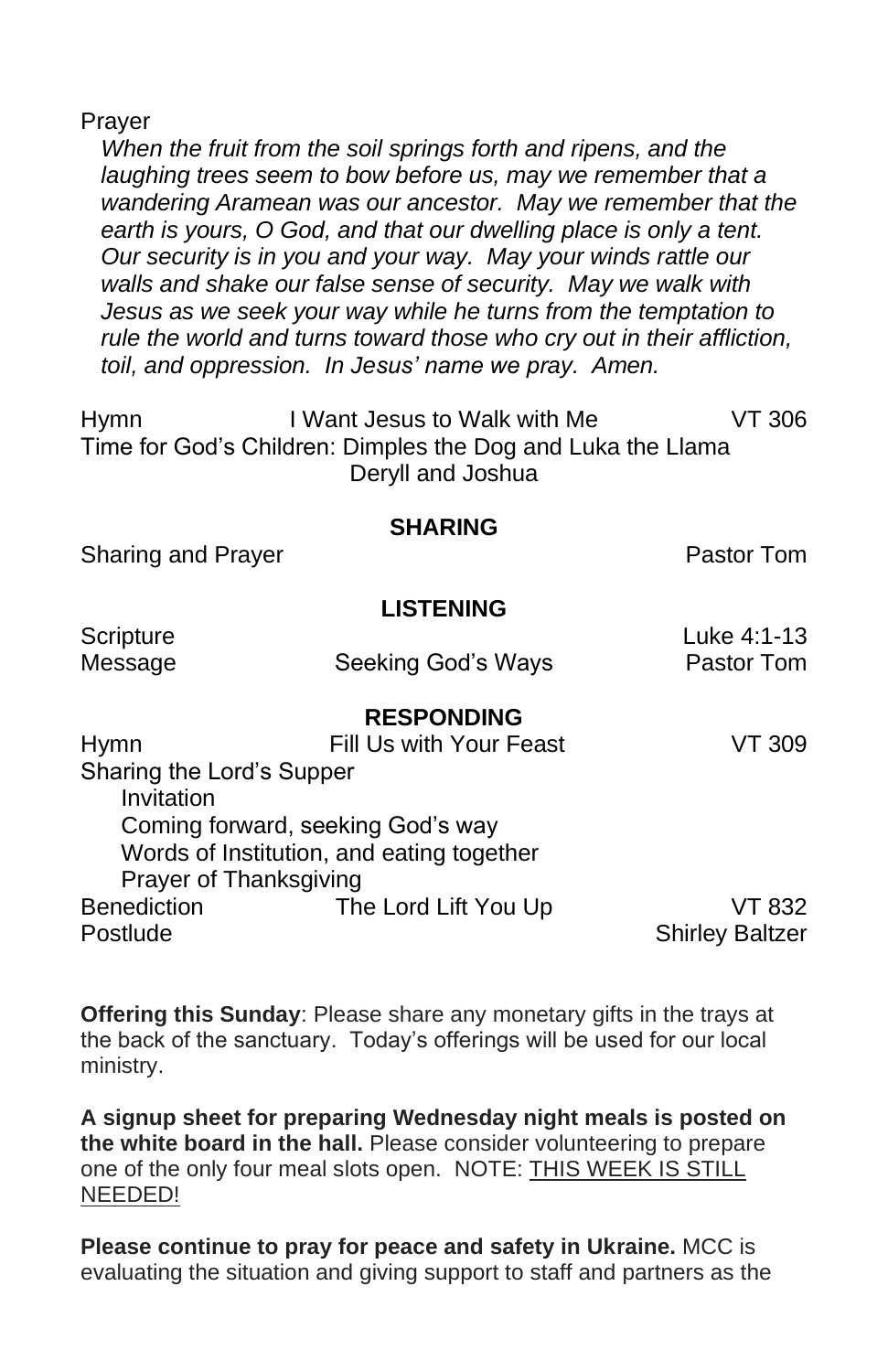Prayer

*When the fruit from the soil springs forth and ripens, and the laughing trees seem to bow before us, may we remember that a wandering Aramean was our ancestor. May we remember that the earth is yours, O God, and that our dwelling place is only a tent. Our security is in you and your way. May your winds rattle our walls and shake our false sense of security. May we walk with Jesus as we seek your way while he turns from the temptation to rule the world and turns toward those who cry out in their affliction, toil, and oppression. In Jesus' name we pray. Amen.*

Hymn — I Want Jesus to Walk with Me — VT 306

Time for God's Children: Dimples the Dog and Luka the Llama
Deryll and Joshua

**SHARING**

Sharing and Prayer — Pastor Tom

**LISTENING**

Scripture — Luke 4:1-13

Message — Seeking God's Ways — Pastor Tom

**RESPONDING**

Hymn — Fill Us with Your Feast — VT 309

Sharing the Lord's Supper
- Invitation
- Coming forward, seeking God's way
- Words of Institution, and eating together
- Prayer of Thanksgiving

Benediction — The Lord Lift You Up — VT 832

Postlude — Shirley Baltzer

**Offering this Sunday**: Please share any monetary gifts in the trays at the back of the sanctuary. Today's offerings will be used for our local ministry.

**A signup sheet for preparing Wednesday night meals is posted on the white board in the hall.** Please consider volunteering to prepare one of the only four meal slots open. NOTE: <u>THIS WEEK IS STILL NEEDED!</u>

**Please continue to pray for peace and safety in Ukraine.** MCC is evaluating the situation and giving support to staff and partners as the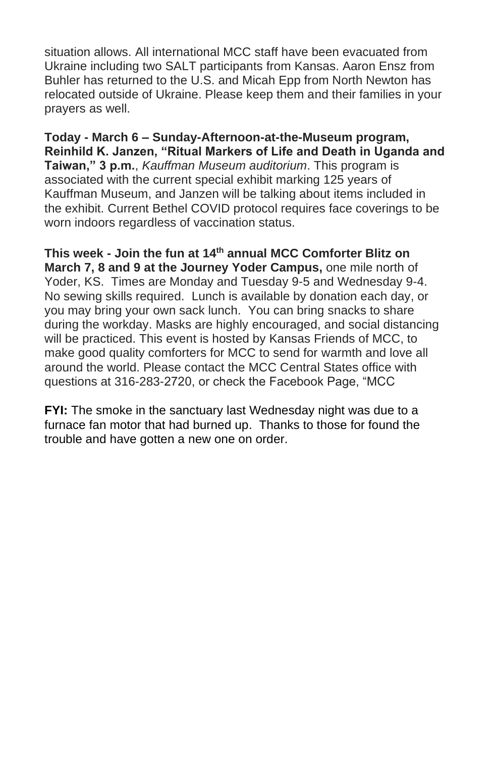situation allows. All international MCC staff have been evacuated from Ukraine including two SALT participants from Kansas. Aaron Ensz from Buhler has returned to the U.S. and Micah Epp from North Newton has relocated outside of Ukraine. Please keep them and their families in your prayers as well.

**Today - March 6 – Sunday-Afternoon-at-the-Museum program, Reinhild K. Janzen, "Ritual Markers of Life and Death in Uganda and Taiwan," 3 p.m.**, *Kauffman Museum auditorium*. This program is associated with the current special exhibit marking 125 years of Kauffman Museum, and Janzen will be talking about items included in the exhibit. Current Bethel COVID protocol requires face coverings to be worn indoors regardless of vaccination status.

**This week - Join the fun at 14th annual MCC Comforter Blitz on March 7, 8 and 9 at the Journey Yoder Campus,** one mile north of Yoder, KS. Times are Monday and Tuesday 9-5 and Wednesday 9-4. No sewing skills required. Lunch is available by donation each day, or you may bring your own sack lunch. You can bring snacks to share during the workday. Masks are highly encouraged, and social distancing will be practiced. This event is hosted by Kansas Friends of MCC, to make good quality comforters for MCC to send for warmth and love all around the world. Please contact the MCC Central States office with questions at 316-283-2720, or check the Facebook Page, "MCC

**FYI:** The smoke in the sanctuary last Wednesday night was due to a furnace fan motor that had burned up. Thanks to those for found the trouble and have gotten a new one on order.